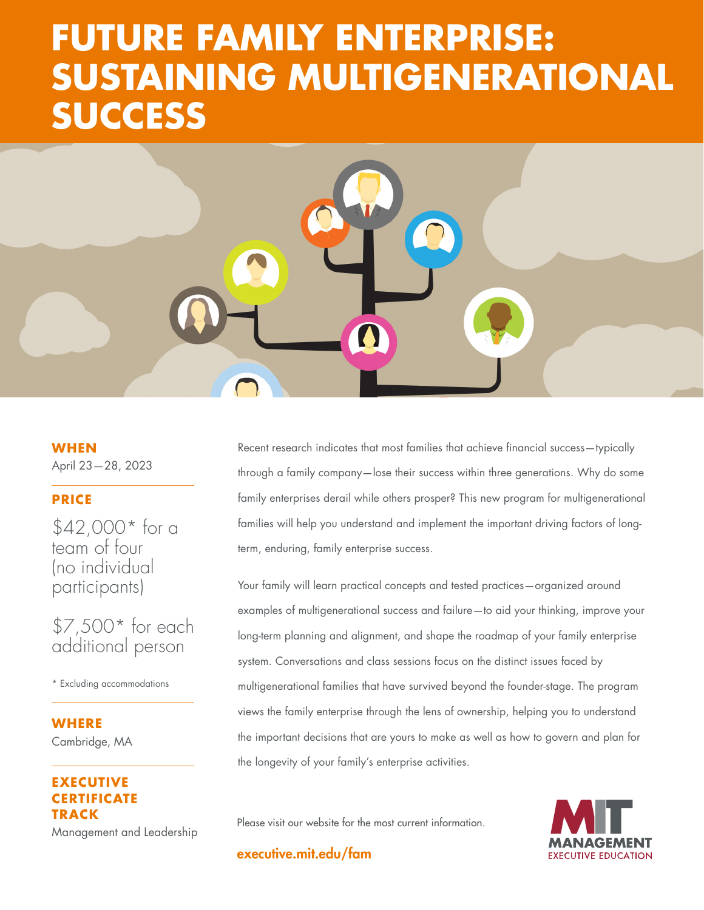# FUTURE FAMILY ENTERPRISE: SUSTAINING MULTIGENERATIONAL SUCCESS

**WHEN**

April 23—28, 2023

**PRICE**

$42,000* for a team of four (no individual participants)

$7,500* for each additional person

* Excluding accommodations

**WHERE**

Cambridge, MA

**EXECUTIVE CERTIFICATE TRACK**

Management and Leadership

Recent research indicates that most families that achieve financial success—typically through a family company—lose their success within three generations. Why do some family enterprises derail while others prosper? This new program for multigenerational families will help you understand and implement the important driving factors of long-term, enduring, family enterprise success.

Your family will learn practical concepts and tested practices—organized around examples of multigenerational success and failure—to aid your thinking, improve your long-term planning and alignment, and shape the roadmap of your family enterprise system. Conversations and class sessions focus on the distinct issues faced by multigenerational families that have survived beyond the founder-stage. The program views the family enterprise through the lens of ownership, helping you to understand the important decisions that are yours to make as well as how to govern and plan for the longevity of your family's enterprise activities.

Please visit our website for the most current information.

**executive.mit.edu/fam**

MIT MANAGEMENT EXECUTIVE EDUCATION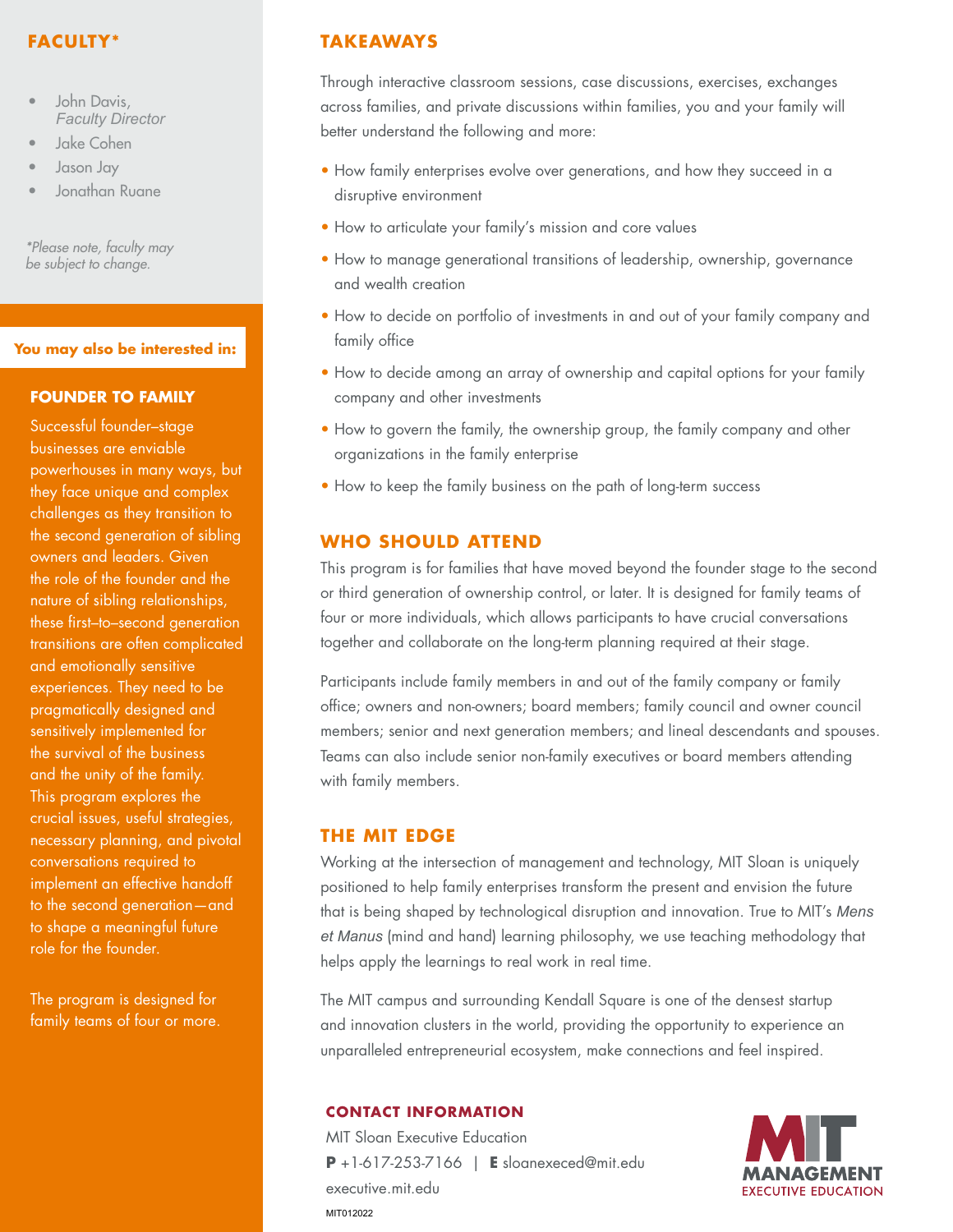## FACULTY*

- John Davis, *Faculty Director*
- Jake Cohen
- Jason Jay
- Jonathan Ruane

*\*Please note, faculty may be subject to change.*

**You may also be interested in:**

### FOUNDER TO FAMILY

Successful founder–stage businesses are enviable powerhouses in many ways, but they face unique and complex challenges as they transition to the second generation of sibling owners and leaders. Given the role of the founder and the nature of sibling relationships, these first–to–second generation transitions are often complicated and emotionally sensitive experiences. They need to be pragmatically designed and sensitively implemented for the survival of the business and the unity of the family. This program explores the crucial issues, useful strategies, necessary planning, and pivotal conversations required to implement an effective handoff to the second generation—and to shape a meaningful future role for the founder.

The program is designed for family teams of four or more.

## TAKEAWAYS

Through interactive classroom sessions, case discussions, exercises, exchanges across families, and private discussions within families, you and your family will better understand the following and more:

- How family enterprises evolve over generations, and how they succeed in a disruptive environment
- How to articulate your family's mission and core values
- How to manage generational transitions of leadership, ownership, governance and wealth creation
- How to decide on portfolio of investments in and out of your family company and family office
- How to decide among an array of ownership and capital options for your family company and other investments
- How to govern the family, the ownership group, the family company and other organizations in the family enterprise
- How to keep the family business on the path of long-term success

## WHO SHOULD ATTEND

This program is for families that have moved beyond the founder stage to the second or third generation of ownership control, or later. It is designed for family teams of four or more individuals, which allows participants to have crucial conversations together and collaborate on the long-term planning required at their stage.

Participants include family members in and out of the family company or family office; owners and non-owners; board members; family council and owner council members; senior and next generation members; and lineal descendants and spouses. Teams can also include senior non-family executives or board members attending with family members.

## THE MIT EDGE

Working at the intersection of management and technology, MIT Sloan is uniquely positioned to help family enterprises transform the present and envision the future that is being shaped by technological disruption and innovation. True to MIT's *Mens et Manus* (mind and hand) learning philosophy, we use teaching methodology that helps apply the learnings to real work in real time.

The MIT campus and surrounding Kendall Square is one of the densest startup and innovation clusters in the world, providing the opportunity to experience an unparalleled entrepreneurial ecosystem, make connections and feel inspired.

### CONTACT INFORMATION

MIT Sloan Executive Education

**P** +1-617-253-7166 | **E** sloanexeced@mit.edu

executive.mit.edu

MIT012022

MIT MANAGEMENT EXECUTIVE EDUCATION